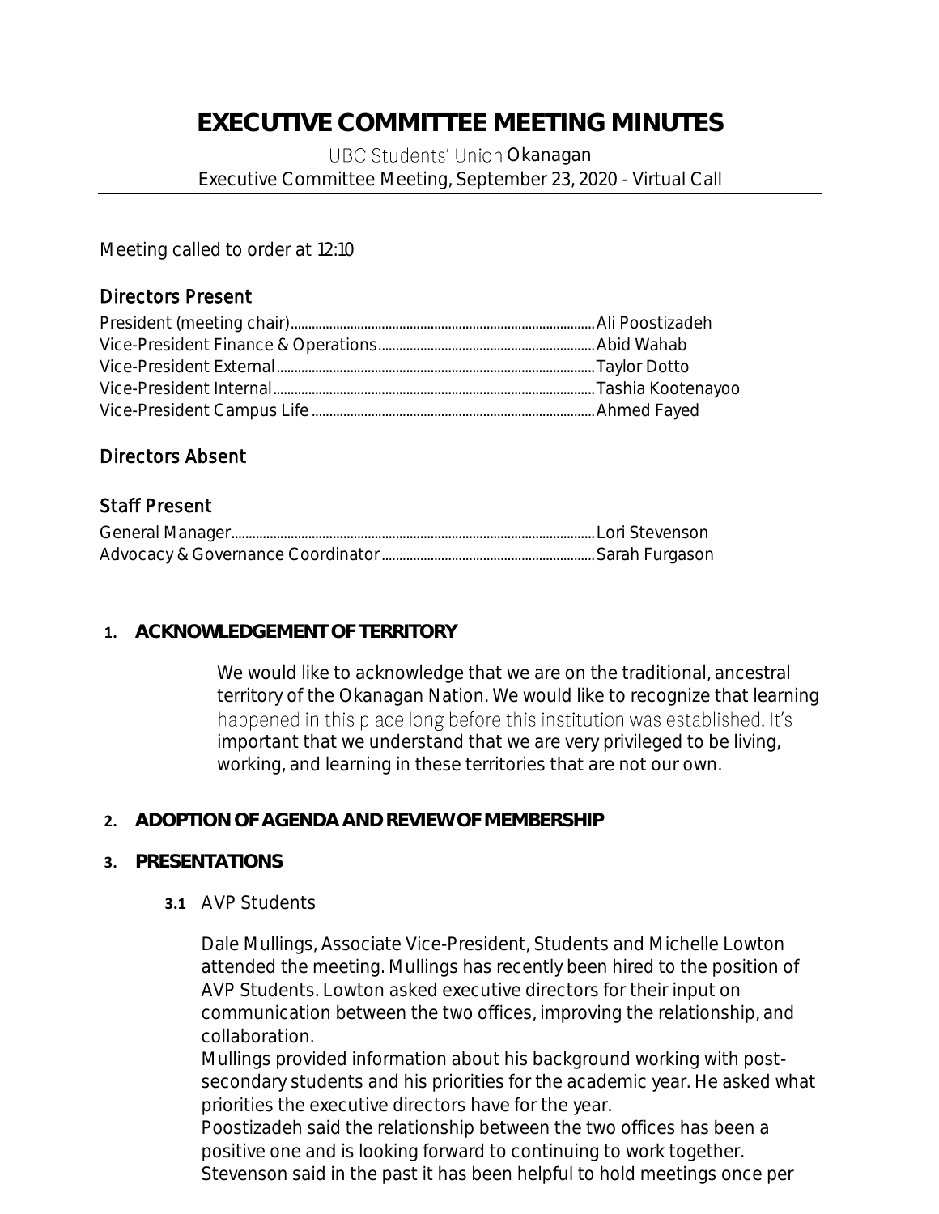# EXECUTIVE COMMITTEE MEETING MINUTES

UBC Students' Union Okanagan
Executive Committee Meeting, September 23, 2020 - Virtual Call

Meeting called to order at 12:10

## Directors Present

President (meeting chair)........................................Ali Poostizadeh
Vice-President Finance & Operations........................Abid Wahab
Vice-President External........................................Taylor Dotto
Vice-President Internal........................................Tashia Kootenayoo
Vice-President Campus Life....................................Ahmed Fayed

## Directors Absent

## Staff Present

General Manager........................................Lori Stevenson
Advocacy & Governance Coordinator........................Sarah Furgason

### 1. ACKNOWLEDGEMENT OF TERRITORY

We would like to acknowledge that we are on the traditional, ancestral territory of the Okanagan Nation. We would like to recognize that learning happened in this place long before this institution was established. It's important that we understand that we are very privileged to be living, working, and learning in these territories that are not our own.

### 2. ADOPTION OF AGENDA AND REVIEW OF MEMBERSHIP

### 3. PRESENTATIONS

#### 3.1 AVP Students

Dale Mullings, Associate Vice-President, Students and Michelle Lowton attended the meeting. Mullings has recently been hired to the position of AVP Students. Lowton asked executive directors for their input on communication between the two offices, improving the relationship, and collaboration.

Mullings provided information about his background working with post-secondary students and his priorities for the academic year. He asked what priorities the executive directors have for the year.

Poostizadeh said the relationship between the two offices has been a positive one and is looking forward to continuing to work together.

Stevenson said in the past it has been helpful to hold meetings once per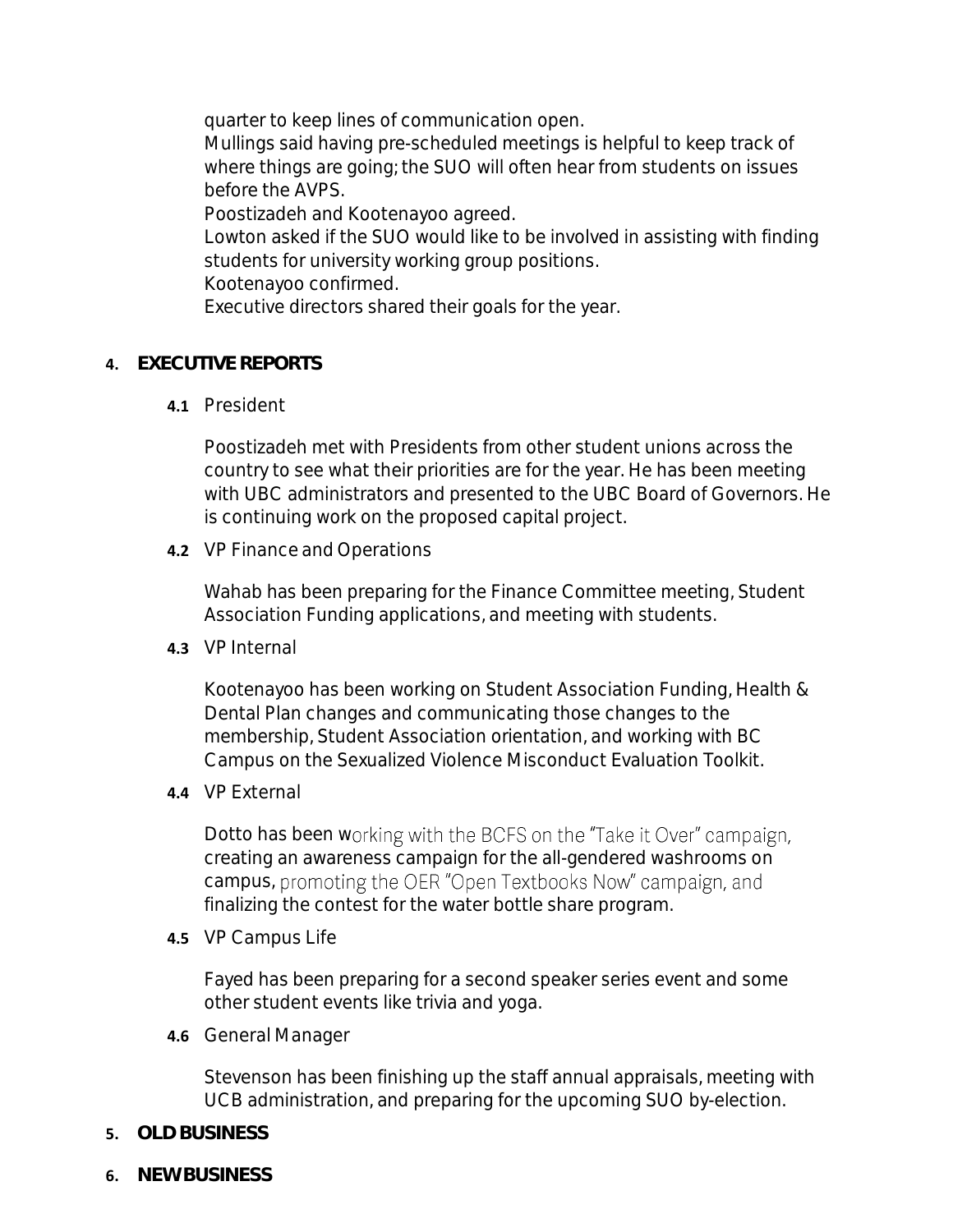quarter to keep lines of communication open.

Mullings said having pre-scheduled meetings is helpful to keep track of where things are going; the SUO will often hear from students on issues before the AVPS.

Poostizadeh and Kootenayoo agreed.

Lowton asked if the SUO would like to be involved in assisting with finding students for university working group positions.

Kootenayoo confirmed.

Executive directors shared their goals for the year.

## 4. EXECUTIVE REPORTS

### 4.1 President

Poostizadeh met with Presidents from other student unions across the country to see what their priorities are for the year. He has been meeting with UBC administrators and presented to the UBC Board of Governors. He is continuing work on the proposed capital project.

### 4.2 VP Finance and Operations

Wahab has been preparing for the Finance Committee meeting, Student Association Funding applications, and meeting with students.

### 4.3 VP Internal

Kootenayoo has been working on Student Association Funding, Health & Dental Plan changes and communicating those changes to the membership, Student Association orientation, and working with BC Campus on the Sexualized Violence Misconduct Evaluation Toolkit.

### 4.4 VP External

Dotto has been working with the BCFS on the "Take it Over" campaign, creating an awareness campaign for the all-gendered washrooms on campus, promoting the OER "Open Textbooks Now" campaign, and finalizing the contest for the water bottle share program.

### 4.5 VP Campus Life

Fayed has been preparing for a second speaker series event and some other student events like trivia and yoga.

### 4.6 General Manager

Stevenson has been finishing up the staff annual appraisals, meeting with UCB administration, and preparing for the upcoming SUO by-election.

## 5. OLD BUSINESS

## 6. NEW BUSINESS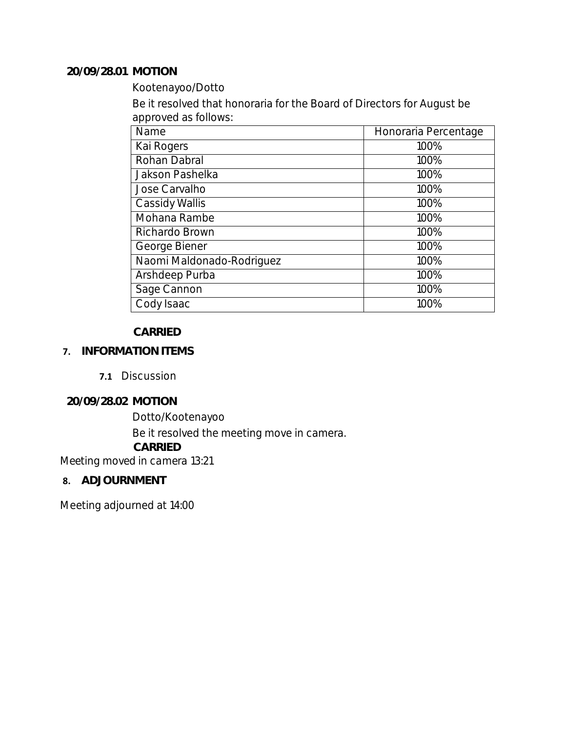**20/09/28.01 MOTION**

Kootenayoo/Dotto

Be it resolved that honoraria for the Board of Directors for August be approved as follows:

| Name | Honoraria Percentage |
|---|---|
| Kai Rogers | 100% |
| Rohan Dabral | 100% |
| Jakson Pashelka | 100% |
| Jose Carvalho | 100% |
| Cassidy Wallis | 100% |
| Mohana Rambe | 100% |
| Richardo Brown | 100% |
| George Biener | 100% |
| Naomi Maldonado-Rodriguez | 100% |
| Arshdeep Purba | 100% |
| Sage Cannon | 100% |
| Cody Isaac | 100% |

**CARRIED**

## 7. INFORMATION ITEMS

**7.1** Discussion

**20/09/28.02 MOTION**

Dotto/Kootenayoo

Be it resolved the meeting move in camera.

**CARRIED**

Meeting moved in camera 13:21

## 8. ADJOURNMENT

Meeting adjourned at 14:00